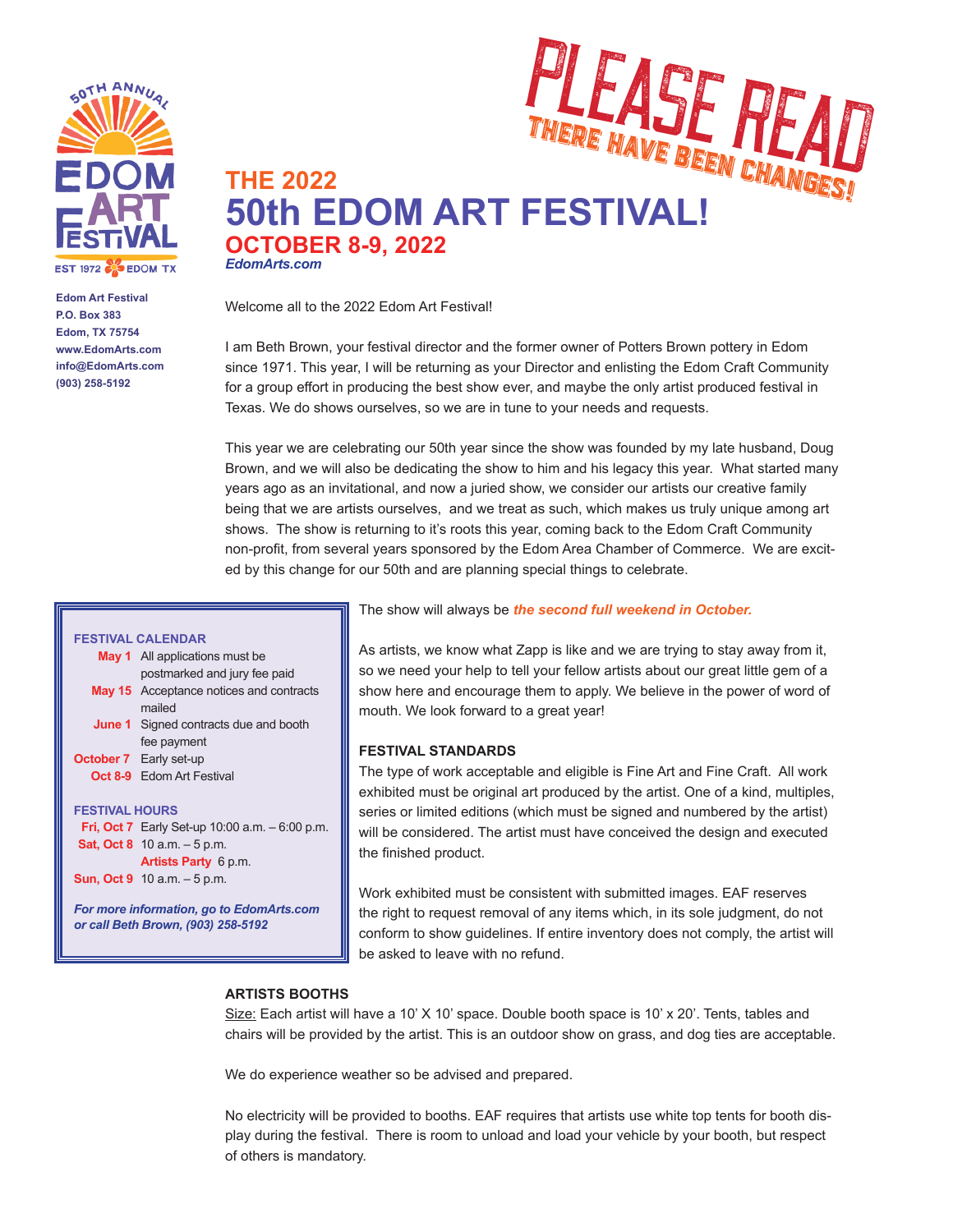# PLEASE READ

**THERE HAVE BEEN CHANGES!**

## THE 2022

# 50th EDOM ART FESTIVAL!

## OCTOBER 8-9, 2022

***EdomArts.com***

**Edom Art Festival**
**P.O. Box 383**
**Edom, TX 75754**
**www.EdomArts.com**
**info@EdomArts.com**
**(903) 258-5192**

Welcome all to the 2022 Edom Art Festival!

I am Beth Brown, your festival director and the former owner of Potters Brown pottery in Edom since 1971. This year, I will be returning as your Director and enlisting the Edom Craft Community for a group effort in producing the best show ever, and maybe the only artist produced festival in Texas. We do shows ourselves, so we are in tune to your needs and requests.

This year we are celebrating our 50th year since the show was founded by my late husband, Doug Brown, and we will also be dedicating the show to him and his legacy this year. What started many years ago as an invitational, and now a juried show, we consider our artists our creative family being that we are artists ourselves, and we treat as such, which makes us truly unique among art shows. The show is returning to it's roots this year, coming back to the Edom Craft Community non-profit, from several years sponsored by the Edom Area Chamber of Commerce. We are excited by this change for our 50th and are planning special things to celebrate.

**FESTIVAL CALENDAR**

| | |
|---|---|
| **May 1** | All applications must be postmarked and jury fee paid |
| **May 15** | Acceptance notices and contracts mailed |
| **June 1** | Signed contracts due and booth fee payment |
| **October 7** | Early set-up |
| **Oct 8-9** | Edom Art Festival |

**FESTIVAL HOURS**

| | |
|---|---|
| **Fri, Oct 7** | Early Set-up 10:00 a.m. – 6:00 p.m. |
| **Sat, Oct 8** | 10 a.m. – 5 p.m. |
| | **Artists Party** 6 p.m. |
| **Sun, Oct 9** | 10 a.m. – 5 p.m. |

***For more information, go to EdomArts.com or call Beth Brown, (903) 258-5192***

The show will always be ***the second full weekend in October.***

As artists, we know what Zapp is like and we are trying to stay away from it, so we need your help to tell your fellow artists about our great little gem of a show here and encourage them to apply. We believe in the power of word of mouth. We look forward to a great year!

### FESTIVAL STANDARDS

The type of work acceptable and eligible is Fine Art and Fine Craft. All work exhibited must be original art produced by the artist. One of a kind, multiples, series or limited editions (which must be signed and numbered by the artist) will be considered. The artist must have conceived the design and executed the finished product.

Work exhibited must be consistent with submitted images. EAF reserves the right to request removal of any items which, in its sole judgment, do not conform to show guidelines. If entire inventory does not comply, the artist will be asked to leave with no refund.

### ARTISTS BOOTHS

Size: Each artist will have a 10' X 10' space. Double booth space is 10' x 20'. Tents, tables and chairs will be provided by the artist. This is an outdoor show on grass, and dog ties are acceptable.

We do experience weather so be advised and prepared.

No electricity will be provided to booths. EAF requires that artists use white top tents for booth display during the festival. There is room to unload and load your vehicle by your booth, but respect of others is mandatory.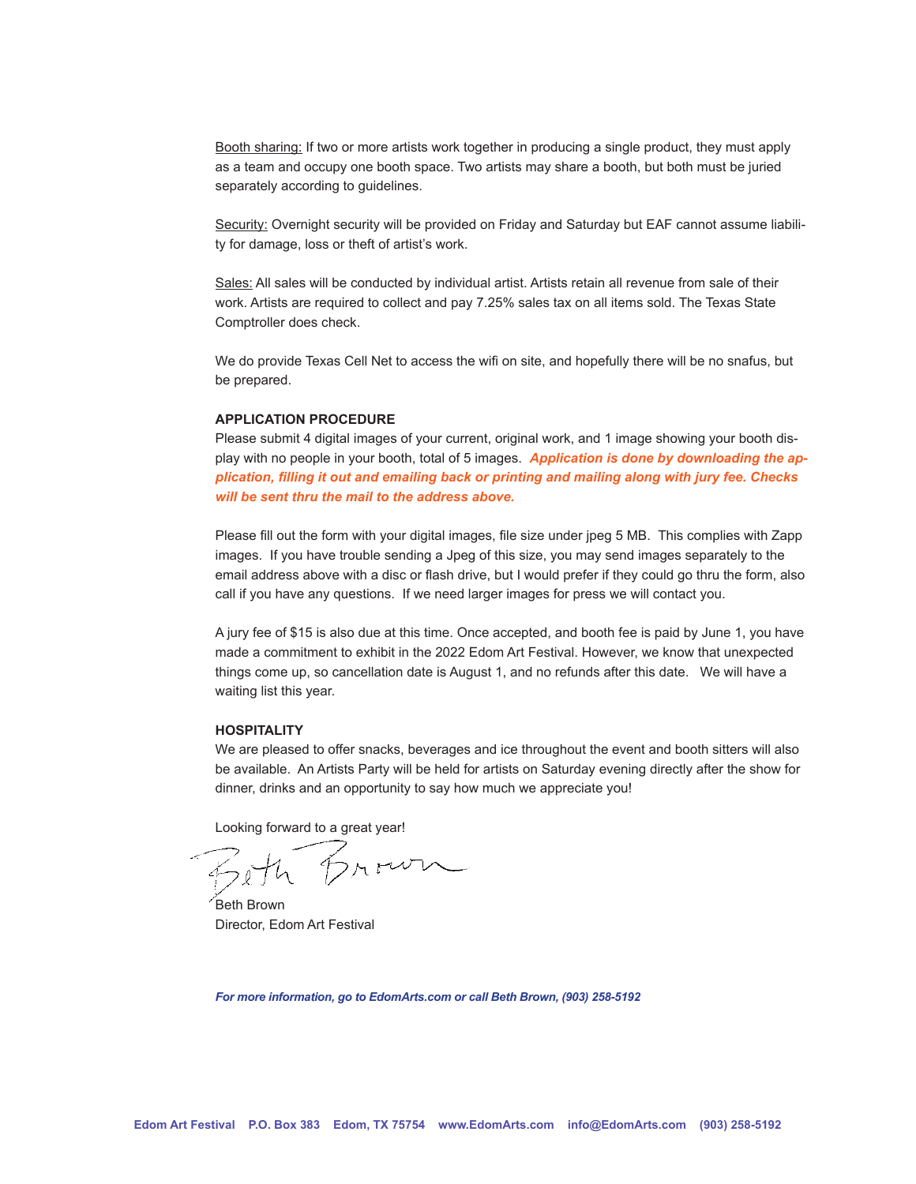Booth sharing: If two or more artists work together in producing a single product, they must apply as a team and occupy one booth space. Two artists may share a booth, but both must be juried separately according to guidelines.

Security: Overnight security will be provided on Friday and Saturday but EAF cannot assume liability for damage, loss or theft of artist's work.

Sales: All sales will be conducted by individual artist. Artists retain all revenue from sale of their work. Artists are required to collect and pay 7.25% sales tax on all items sold. The Texas State Comptroller does check.

We do provide Texas Cell Net to access the wifi on site, and hopefully there will be no snafus, but be prepared.

**APPLICATION PROCEDURE**

Please submit 4 digital images of your current, original work, and 1 image showing your booth display with no people in your booth, total of 5 images. ***Application is done by downloading the application, filling it out and emailing back or printing and mailing along with jury fee. Checks will be sent thru the mail to the address above.***

Please fill out the form with your digital images, file size under jpeg 5 MB. This complies with Zapp images. If you have trouble sending a Jpeg of this size, you may send images separately to the email address above with a disc or flash drive, but I would prefer if they could go thru the form, also call if you have any questions. If we need larger images for press we will contact you.

A jury fee of $15 is also due at this time. Once accepted, and booth fee is paid by June 1, you have made a commitment to exhibit in the 2022 Edom Art Festival. However, we know that unexpected things come up, so cancellation date is August 1, and no refunds after this date. We will have a waiting list this year.

**HOSPITALITY**

We are pleased to offer snacks, beverages and ice throughout the event and booth sitters will also be available. An Artists Party will be held for artists on Saturday evening directly after the show for dinner, drinks and an opportunity to say how much we appreciate you!

Looking forward to a great year!

Beth Brown

Beth Brown
Director, Edom Art Festival

***For more information, go to EdomArts.com or call Beth Brown, (903) 258-5192***

**Edom Art Festival P.O. Box 383 Edom, TX 75754 www.EdomArts.com info@EdomArts.com (903) 258-5192**